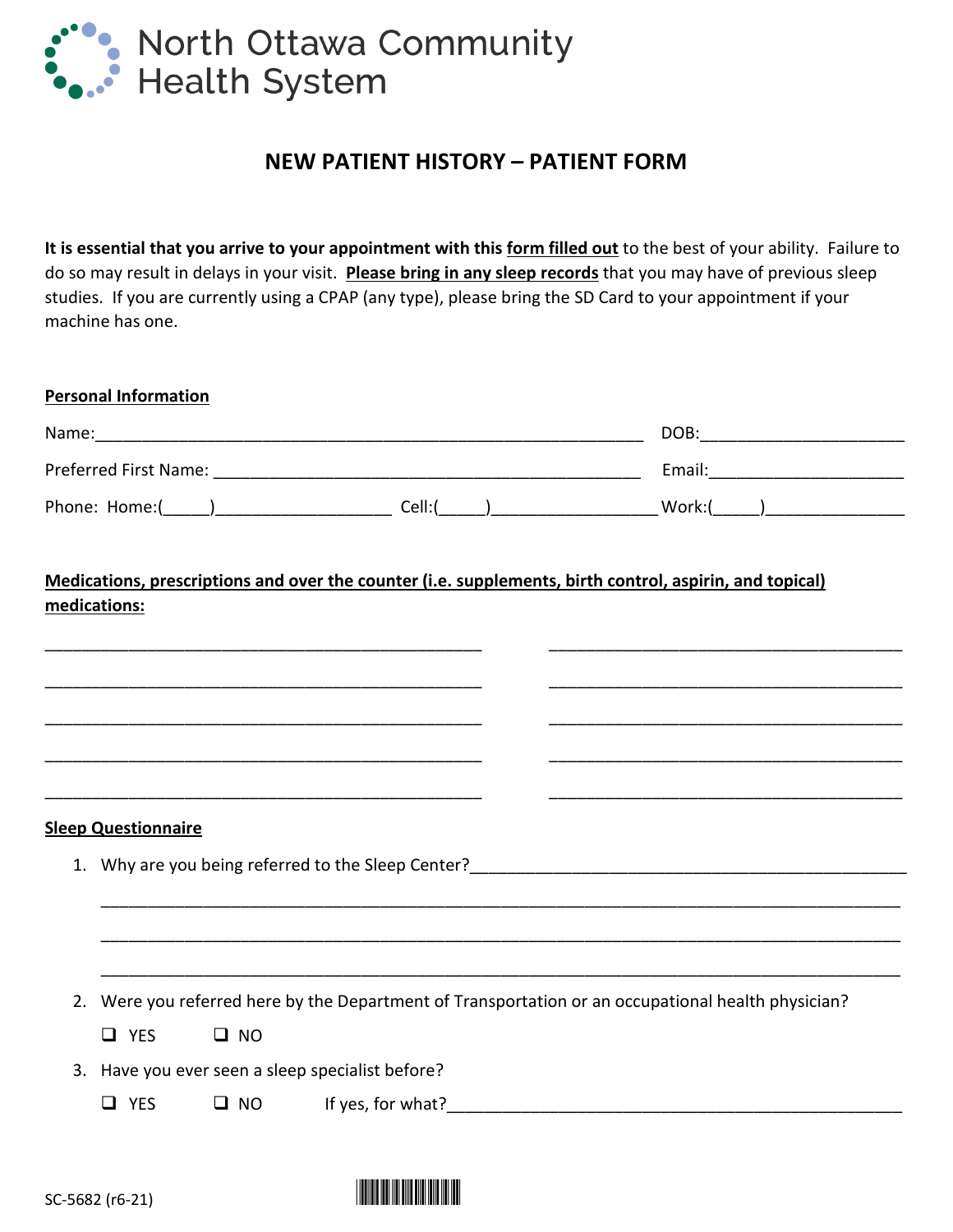North Ottawa Community
Health System

# NEW PATIENT HISTORY – PATIENT FORM

**It is essential that you arrive to your appointment with this <u>form filled out</u>** to the best of your ability. Failure to do so may result in delays in your visit. **<u>Please bring in any sleep records</u>** that you may have of previous sleep studies. If you are currently using a CPAP (any type), please bring the SD Card to your appointment if your machine has one.

**<u>Personal Information</u>**

Name:____________________________________________________________ DOB:______________________

Preferred First Name: _______________________________________________ Email:_____________________

Phone: Home:(_____)__________________ Cell:(_____)_________________ Work:(_____)_______________

**<u>Medications, prescriptions and over the counter (i.e. supplements, birth control, aspirin, and topical) medications:</u>**

_______________________________________________ _______________________________________

_______________________________________________ _______________________________________

_______________________________________________ _______________________________________

_______________________________________________ _______________________________________

_______________________________________________ _______________________________________

**<u>Sleep Questionnaire</u>**

1. Why are you being referred to the Sleep Center?_________________________________________________

   ________________________________________________________________________________

   ________________________________________________________________________________

   ________________________________________________________________________________

2. Were you referred here by the Department of Transportation or an occupational health physician?

   ❑ YES ❑ NO

3. Have you ever seen a sleep specialist before?

   ❑ YES ❑ NO If yes, for what?_________________________________________________

SC-5682 (r6-21)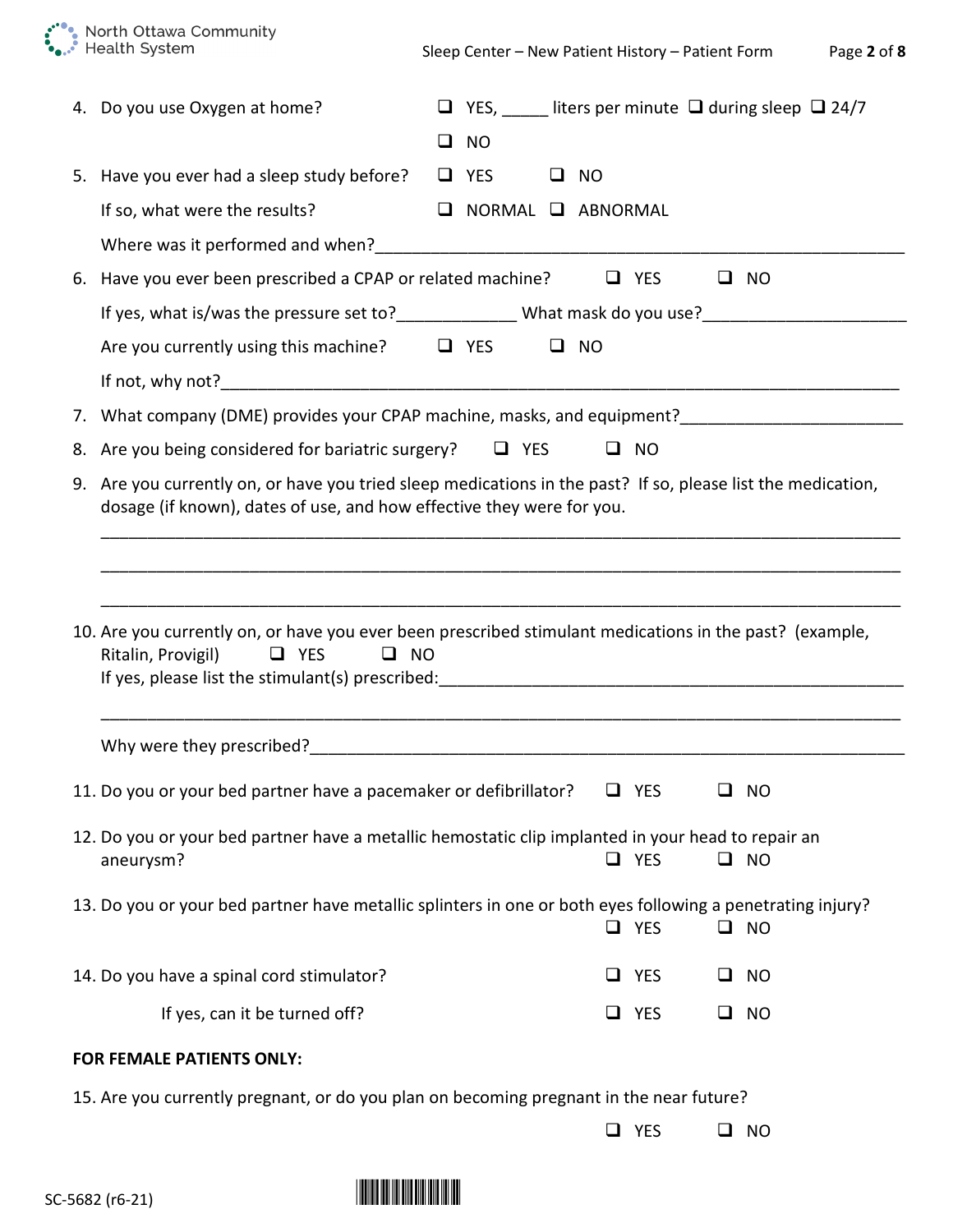4. Do you use Oxygen at home? ❑ YES, _____ liters per minute ❑ during sleep ❑ 24/7

   ❑ NO

5. Have you ever had a sleep study before? ❑ YES ❑ NO

   If so, what were the results? ❑ NORMAL ❑ ABNORMAL

   Where was it performed and when?____________________________________________________________

6. Have you ever been prescribed a CPAP or related machine? ❑ YES ❑ NO

   If yes, what is/was the pressure set to?_____________ What mask do you use?______________________

   Are you currently using this machine? ❑ YES ❑ NO

   If not, why not?__________________________________________________________________________

7. What company (DME) provides your CPAP machine, masks, and equipment?________________________

8. Are you being considered for bariatric surgery? ❑ YES ❑ NO

9. Are you currently on, or have you tried sleep medications in the past? If so, please list the medication, dosage (if known), dates of use, and how effective they were for you.

   ______________________________________________________________________________________

   ______________________________________________________________________________________

   ______________________________________________________________________________________

10. Are you currently on, or have you ever been prescribed stimulant medications in the past? (example, Ritalin, Provigil) ❑ YES ❑ NO

    If yes, please list the stimulant(s) prescribed:___________________________________________________

    ______________________________________________________________________________________

    Why were they prescribed?___________________________________________________________________

11. Do you or your bed partner have a pacemaker or defibrillator? ❑ YES ❑ NO

12. Do you or your bed partner have a metallic hemostatic clip implanted in your head to repair an aneurysm? ❑ YES ❑ NO

13. Do you or your bed partner have metallic splinters in one or both eyes following a penetrating injury? ❑ YES ❑ NO

14. Do you have a spinal cord stimulator? ❑ YES ❑ NO

    If yes, can it be turned off? ❑ YES ❑ NO

**FOR FEMALE PATIENTS ONLY:**

15. Are you currently pregnant, or do you plan on becoming pregnant in the near future?

    ❑ YES ❑ NO

SC-5682 (r6-21)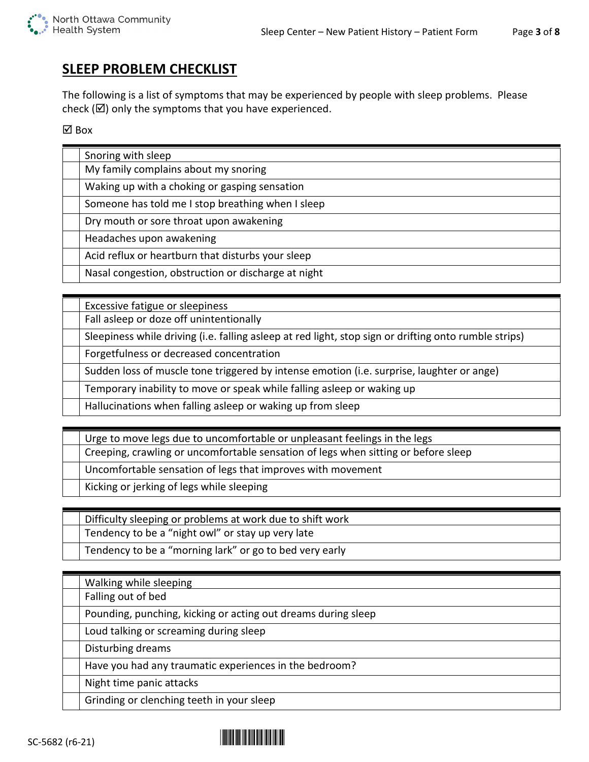## SLEEP PROBLEM CHECKLIST

The following is a list of symptoms that may be experienced by people with sleep problems. Please check (☑) only the symptoms that you have experienced.

☑ Box

| | |
|---|---|
| | Snoring with sleep |
| | My family complains about my snoring |
| | Waking up with a choking or gasping sensation |
| | Someone has told me I stop breathing when I sleep |
| | Dry mouth or sore throat upon awakening |
| | Headaches upon awakening |
| | Acid reflux or heartburn that disturbs your sleep |
| | Nasal congestion, obstruction or discharge at night |

| | |
|---|---|
| | Excessive fatigue or sleepiness |
| | Fall asleep or doze off unintentionally |
| | Sleepiness while driving (i.e. falling asleep at red light, stop sign or drifting onto rumble strips) |
| | Forgetfulness or decreased concentration |
| | Sudden loss of muscle tone triggered by intense emotion (i.e. surprise, laughter or ange) |
| | Temporary inability to move or speak while falling asleep or waking up |
| | Hallucinations when falling asleep or waking up from sleep |

| | |
|---|---|
| | Urge to move legs due to uncomfortable or unpleasant feelings in the legs |
| | Creeping, crawling or uncomfortable sensation of legs when sitting or before sleep |
| | Uncomfortable sensation of legs that improves with movement |
| | Kicking or jerking of legs while sleeping |

| | |
|---|---|
| | Difficulty sleeping or problems at work due to shift work |
| | Tendency to be a “night owl” or stay up very late |
| | Tendency to be a “morning lark” or go to bed very early |

| | |
|---|---|
| | Walking while sleeping |
| | Falling out of bed |
| | Pounding, punching, kicking or acting out dreams during sleep |
| | Loud talking or screaming during sleep |
| | Disturbing dreams |
| | Have you had any traumatic experiences in the bedroom? |
| | Night time panic attacks |
| | Grinding or clenching teeth in your sleep |

SC-5682 (r6-21)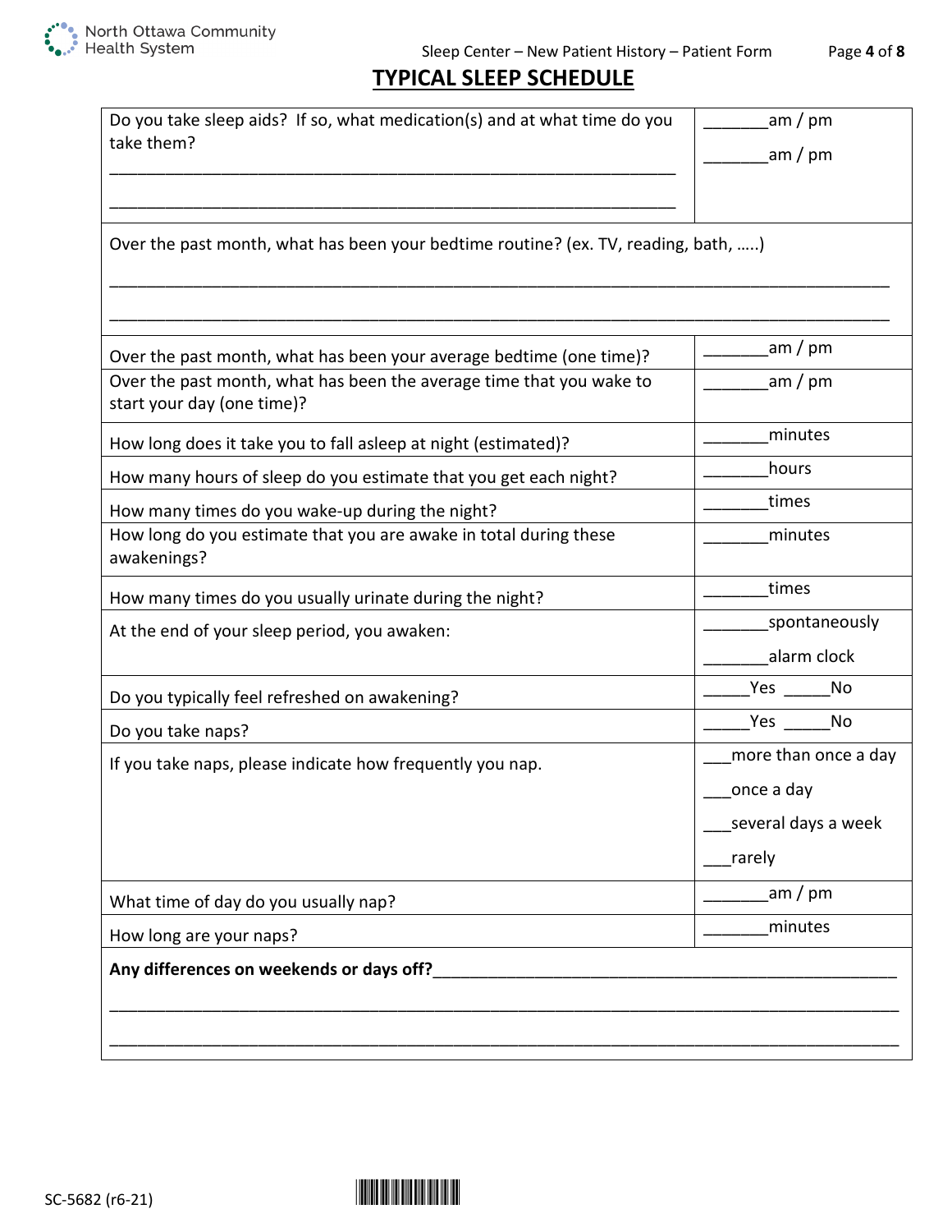# TYPICAL SELEEP SCHEDULE

| | |
|---|---|
| Do you take sleep aids? If so, what medication(s) and at what time do you take them?<br>______________________________________________<br>______________________________________________ | _______am / pm<br>_______am / pm |
| Over the past month, what has been your bedtime routine? (ex. TV, reading, bath, …..)<br>______________________________________________<br>______________________________________________ | |
| Over the past month, what has been your average bedtime (one time)? | _______am / pm |
| Over the past month, what has been the average time that you wake to start your day (one time)? | _______am / pm |
| How long does it take you to fall asleep at night (estimated)? | _______minutes |
| How many hours of sleep do you estimate that you get each night? | _______hours |
| How many times do you wake-up during the night? | _______times |
| How long do you estimate that you are awake in total during these awakenings? | _______minutes |
| How many times do you usually urinate during the night? | _______times |
| At the end of your sleep period, you awaken: | _______spontaneously<br>_______alarm clock |
| Do you typically feel refreshed on awakening? | _____Yes _____No |
| Do you take naps? | _____Yes _____No |
| If you take naps, please indicate how frequently you nap. | ___more than once a day<br>___once a day<br>___several days a week<br>___rarely |
| What time of day do you usually nap? | _______am / pm |
| How long are your naps? | _______minutes |
| **Any differences on weekends or days off?**______________________________________________<br>______________________________________________<br>______________________________________________ | |

SC-5682 (r6-21)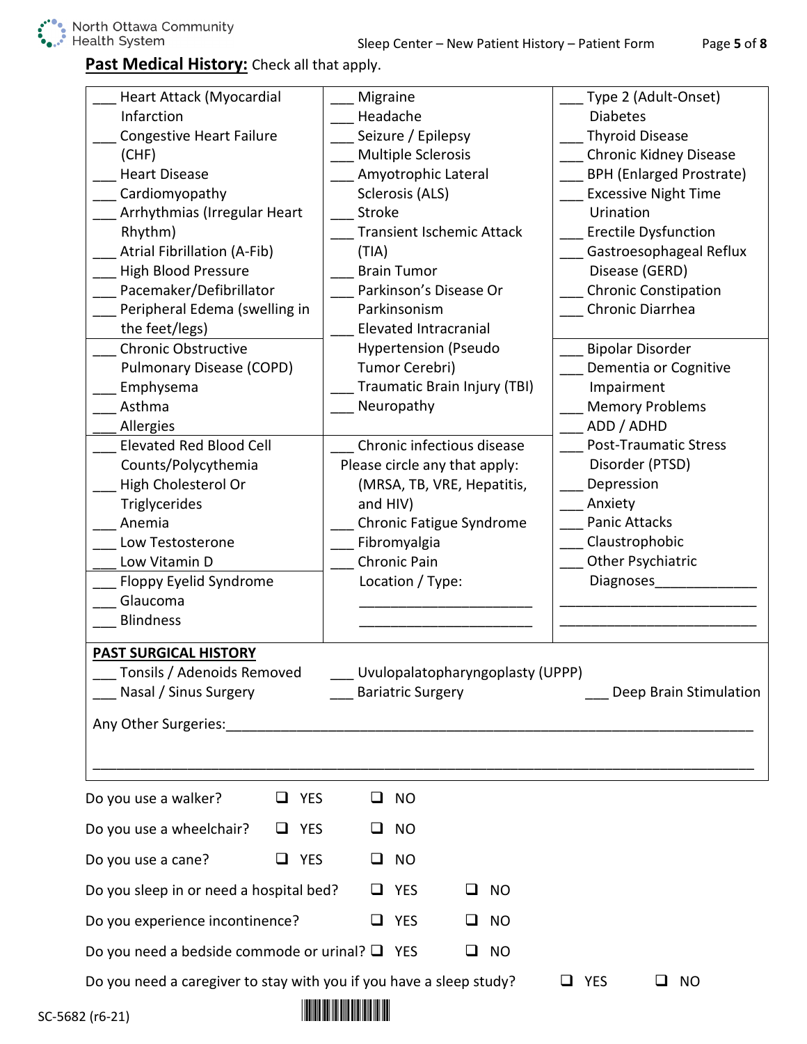## Past Medical History: Check all that apply.

| | | |
|---|---|---|
| ___ Heart Attack (Myocardial Infarction<br>___ Congestive Heart Failure (CHF)<br>___ Heart Disease<br>___ Cardiomyopathy<br>___ Arrhythmias (Irregular Heart Rhythm)<br>___ Atrial Fibrillation (A-Fib)<br>___ High Blood Pressure<br>___ Pacemaker/Defibrillator<br>___ Peripheral Edema (swelling in the feet/legs) | ___ Migraine<br>___ Headache<br>___ Seizure / Epilepsy<br>___ Multiple Sclerosis<br>___ Amyotrophic Lateral Sclerosis (ALS)<br>___ Stroke<br>___ Transient Ischemic Attack (TIA)<br>___ Brain Tumor<br>___ Parkinson's Disease Or Parkinsonism<br>___ Elevated Intracranial Hypertension (Pseudo Tumor Cerebri)<br>___ Traumatic Brain Injury (TBI)<br>___ Neuropathy | ___ Type 2 (Adult-Onset) Diabetes<br>___ Thyroid Disease<br>___ Chronic Kidney Disease<br>___ BPH (Enlarged Prostrate)<br>___ Excessive Night Time Urination<br>___ Erectile Dysfunction<br>___ Gastroesophageal Reflux Disease (GERD)<br>___ Chronic Constipation<br>___ Chronic Diarrhea |
| ___ Chronic Obstructive Pulmonary Disease (COPD)<br>___ Emphysema<br>___ Asthma<br>___ Allergies | | ___ Bipolar Disorder<br>___ Dementia or Cognitive Impairment<br>___ Memory Problems<br>___ ADD / ADHD |
| ___ Elevated Red Blood Cell Counts/Polycythemia<br>___ High Cholesterol Or Triglycerides<br>___ Anemia<br>___ Low Testosterone<br>___ Low Vitamin D | ___ Chronic infectious disease<br>Please circle any that apply: (MRSA, TB, VRE, Hepatitis, and HIV)<br>___ Chronic Fatigue Syndrome<br>___ Fibromyalgia<br>___ Chronic Pain<br>Location / Type:<br>______________________<br>______________________ | ___ Post-Traumatic Stress Disorder (PTSD)<br>___ Depression<br>___ Anxiety<br>___ Panic Attacks<br>___ Claustrophobic<br>___ Other Psychiatric Diagnoses____________<br>______________________<br>______________________ |
| ___ Floppy Eyelid Syndrome<br>___ Glaucoma<br>___ Blindness | | |

**PAST SURGICAL HISTORY**

___ Tonsils / Adenoids Removed ___ Uvulopalatopharyngoplasty (UPPP)

___ Nasal / Sinus Surgery ___ Bariatric Surgery ___ Deep Brain Stimulation

Any Other Surgeries:_______________________________________________________________

_____________________________________________________________________________

Do you use a walker? ☐ YES ☐ NO

Do you use a wheelchair? ☐ YES ☐ NO

Do you use a cane? ☐ YES ☐ NO

Do you sleep in or need a hospital bed? ☐ YES ☐ NO

Do you experience incontinence? ☐ YES ☐ NO

Do you need a bedside commode or urinal? ☐ YES ☐ NO

Do you need a caregiver to stay with you if you have a sleep study? ☐ YES ☐ NO

SC-5682 (r6-21)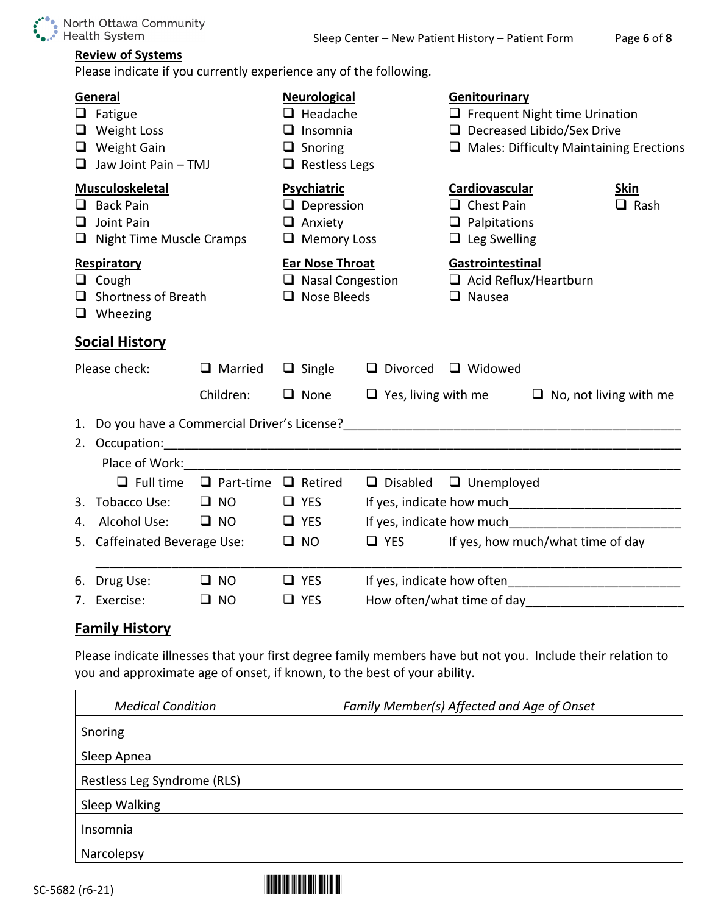## Review of Systems

Please indicate if you currently experience any of the following.

**General**
- ❑ Fatigue
- ❑ Weight Loss
- ❑ Weight Gain
- ❑ Jaw Joint Pain – TMJ

**Neurological**
- ❑ Headache
- ❑ Insomnia
- ❑ Snoring
- ❑ Restless Legs

**Genitourinary**
- ❑ Frequent Night time Urination
- ❑ Decreased Libido/Sex Drive
- ❑ Males: Difficulty Maintaining Erections

**Musculoskeletal**
- ❑ Back Pain
- ❑ Joint Pain
- ❑ Night Time Muscle Cramps

**Psychiatric**
- ❑ Depression
- ❑ Anxiety
- ❑ Memory Loss

**Cardiovascular**
- ❑ Chest Pain
- ❑ Palpitations
- ❑ Leg Swelling

**Skin**
- ❑ Rash

**Respiratory**
- ❑ Cough
- ❑ Shortness of Breath
- ❑ Wheezing

**Ear Nose Throat**
- ❑ Nasal Congestion
- ❑ Nose Bleeds

**Gastrointestinal**
- ❑ Acid Reflux/Heartburn
- ❑ Nausea

## Social History

Please check: ❑ Married ❑ Single ❑ Divorced ❑ Widowed

Children: ❑ None ❑ Yes, living with me ❑ No, not living with me

1. Do you have a Commercial Driver's License?_______________________________________________
2. Occupation:_______________________________________________________________________

   Place of Work:_____________________________________________________________________

   ❑ Full time ❑ Part-time ❑ Retired ❑ Disabled ❑ Unemployed
3. Tobacco Use: ❑ NO ❑ YES If yes, indicate how much_________________________
4. Alcohol Use: ❑ NO ❑ YES If yes, indicate how much_________________________
5. Caffeinated Beverage Use: ❑ NO ❑ YES If yes, how much/what time of day

   _____________________________________________________________________________
6. Drug Use: ❑ NO ❑ YES If yes, indicate how often_________________________
7. Exercise: ❑ NO ❑ YES How often/what time of day_______________________

## Family History

Please indicate illnesses that your first degree family members have but not you. Include their relation to you and approximate age of onset, if known, to the best of your ability.

| *Medical Condition* | *Family Member(s) Affected and Age of Onset* |
|---|---|
| Snoring | |
| Sleep Apnea | |
| Restless Leg Syndrome (RLS) | |
| Sleep Walking | |
| Insomnia | |
| Narcolepsy | |

SC-5682 (r6-21)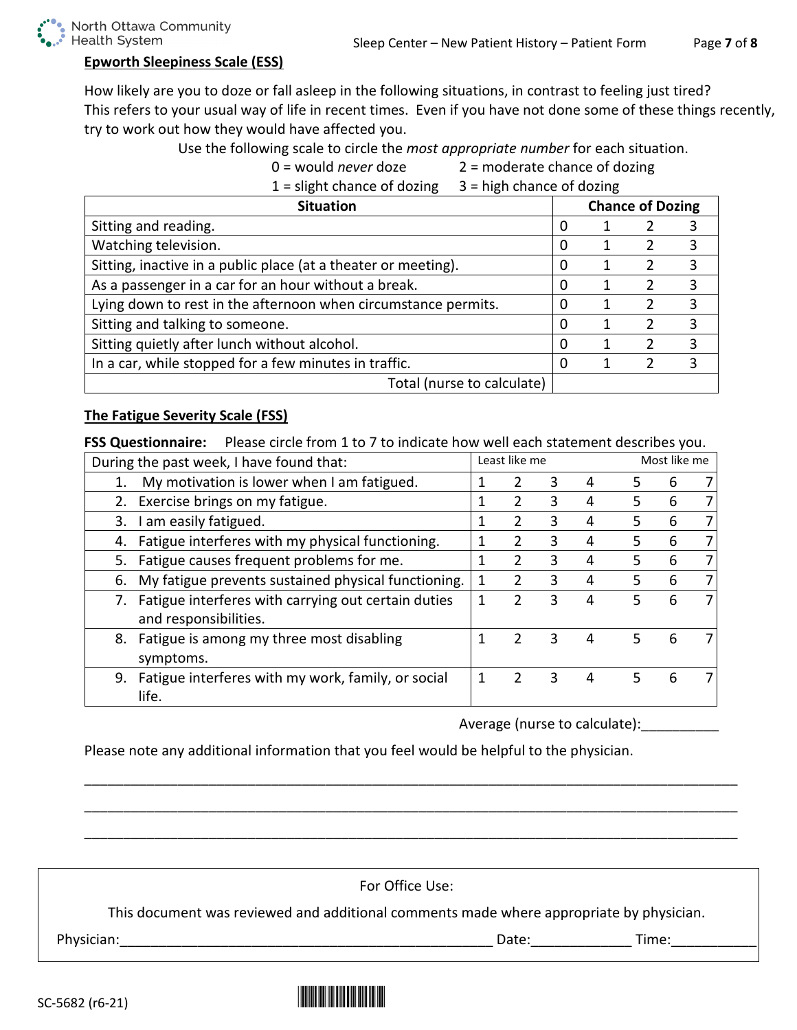## Epworth Sleepiness Scale (ESS)

How likely are you to doze or fall asleep in the following situations, in contrast to feeling just tired? This refers to your usual way of life in recent times. Even if you have not done some of these things recently, try to work out how they would have affected you.

Use the following scale to circle the *most appropriate number* for each situation.

0 = would *never* doze　　2 = moderate chance of dozing
1 = slight chance of dozing　　3 = high chance of dozing

| Situation | Chance of Dozing | | | |
|---|---|---|---|---|
| Sitting and reading. | 0 | 1 | 2 | 3 |
| Watching television. | 0 | 1 | 2 | 3 |
| Sitting, inactive in a public place (at a theater or meeting). | 0 | 1 | 2 | 3 |
| As a passenger in a car for an hour without a break. | 0 | 1 | 2 | 3 |
| Lying down to rest in the afternoon when circumstance permits. | 0 | 1 | 2 | 3 |
| Sitting and talking to someone. | 0 | 1 | 2 | 3 |
| Sitting quietly after lunch without alcohol. | 0 | 1 | 2 | 3 |
| In a car, while stopped for a few minutes in traffic. | 0 | 1 | 2 | 3 |
| Total (nurse to calculate) | | | | |

## The Fatigue Severity Scale (FSS)

**FSS Questionnaire:** Please circle from 1 to 7 to indicate how well each statement describes you.

| During the past week, I have found that: | Least like me | | | | | | Most like me |
|---|---|---|---|---|---|---|---|
| 1. My motivation is lower when I am fatigued. | 1 | 2 | 3 | 4 | 5 | 6 | 7 |
| 2. Exercise brings on my fatigue. | 1 | 2 | 3 | 4 | 5 | 6 | 7 |
| 3. I am easily fatigued. | 1 | 2 | 3 | 4 | 5 | 6 | 7 |
| 4. Fatigue interferes with my physical functioning. | 1 | 2 | 3 | 4 | 5 | 6 | 7 |
| 5. Fatigue causes frequent problems for me. | 1 | 2 | 3 | 4 | 5 | 6 | 7 |
| 6. My fatigue prevents sustained physical functioning. | 1 | 2 | 3 | 4 | 5 | 6 | 7 |
| 7. Fatigue interferes with carrying out certain duties and responsibilities. | 1 | 2 | 3 | 4 | 5 | 6 | 7 |
| 8. Fatigue is among my three most disabling symptoms. | 1 | 2 | 3 | 4 | 5 | 6 | 7 |
| 9. Fatigue interferes with my work, family, or social life. | 1 | 2 | 3 | 4 | 5 | 6 | 7 |

Average (nurse to calculate):__________

Please note any additional information that you feel would be helpful to the physician.

_______________________________________________________________________________

_______________________________________________________________________________

_______________________________________________________________________________

For Office Use:

This document was reviewed and additional comments made where appropriate by physician.

Physician:_______________________________________________ Date:_____________ Time:___________

SC-5682 (r6-21)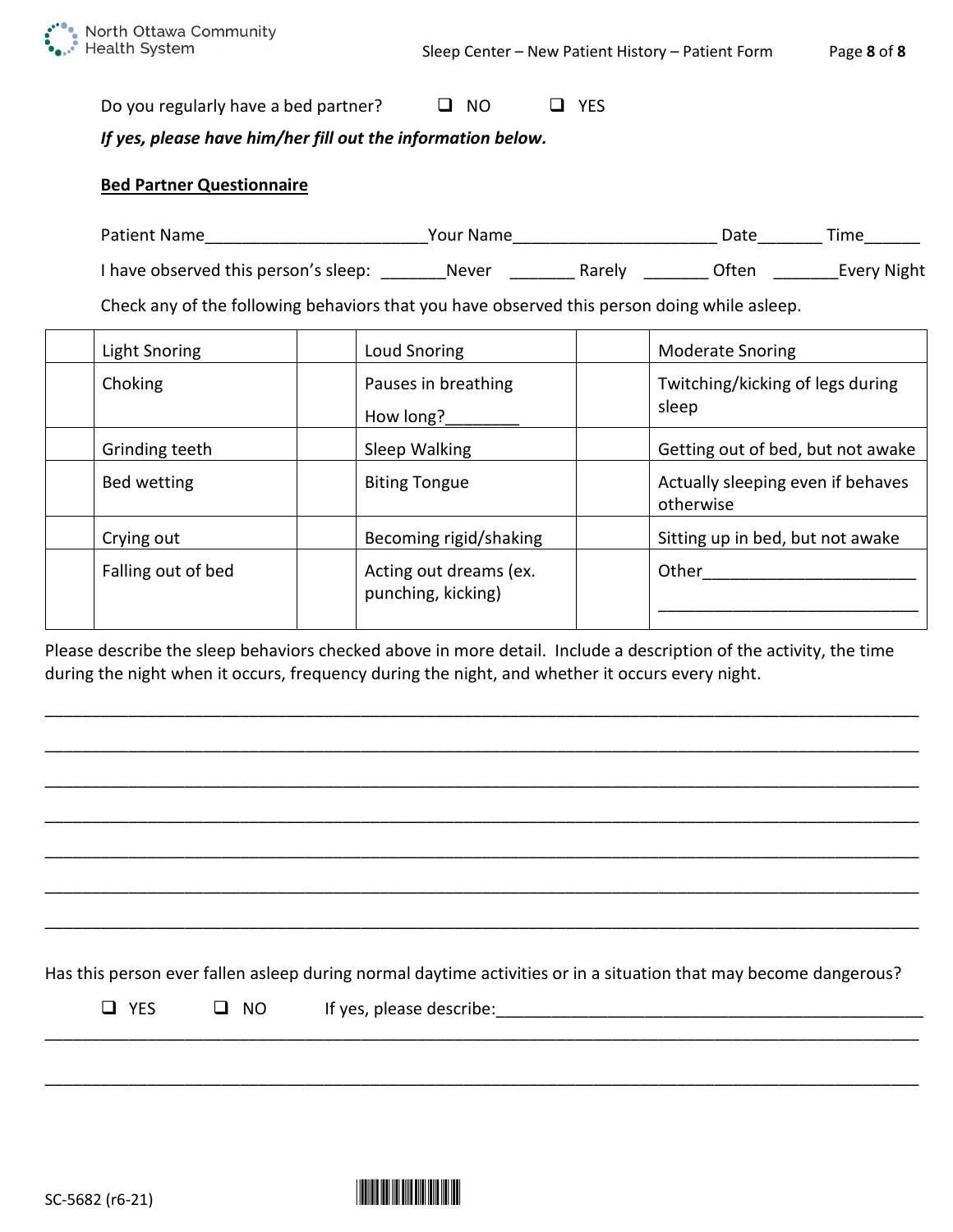Do you regularly have a bed partner? ❑ NO ❑ YES

***If yes, please have him/her fill out the information below.***

**Bed Partner Questionnaire**

Patient Name________________________ Your Name______________________ Date_______ Time______

I have observed this person's sleep: _______Never _______ Rarely _______ Often _______Every Night

Check any of the following behaviors that you have observed this person doing while asleep.

| | | | | | |
|---|---|---|---|---|---|
| | Light Snoring | | Loud Snoring | | Moderate Snoring |
| | Choking | | Pauses in breathing<br>How long?________ | | Twitching/kicking of legs during sleep |
| | Grinding teeth | | Sleep Walking | | Getting out of bed, but not awake |
| | Bed wetting | | Biting Tongue | | Actually sleeping even if behaves otherwise |
| | Crying out | | Becoming rigid/shaking | | Sitting up in bed, but not awake |
| | Falling out of bed | | Acting out dreams (ex. punching, kicking) | | Other______________________<br>___________________________ |

Please describe the sleep behaviors checked above in more detail. Include a description of the activity, the time during the night when it occurs, frequency during the night, and whether it occurs every night.

_______________________________________________________________________________________

_______________________________________________________________________________________

_______________________________________________________________________________________

_______________________________________________________________________________________

_______________________________________________________________________________________

_______________________________________________________________________________________

_______________________________________________________________________________________

Has this person ever fallen asleep during normal daytime activities or in a situation that may become dangerous?

❑ YES ❑ NO If yes, please describe:_______________________________________________

_______________________________________________________________________________________

_______________________________________________________________________________________

SC-5682 (r6-21)